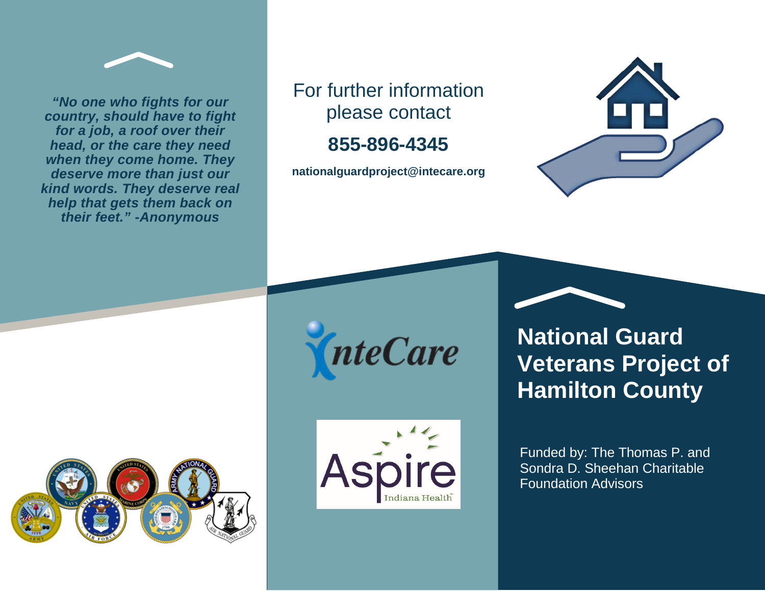*"No one who fights for our country, should have to fight for a job, a roof over their head, or the care they need when they come home. They deserve more than just our kind words. They deserve real help that gets them back on their feet." -Anonymous*

For further information please contact

**855-896-4345**

**nationalguardproject@intecare.org**

InteCare

Aspire Indiana Health

# National Guard Veterans Project of Hamilton County

Funded by: The Thomas P. and Sondra D. Sheehan Charitable Foundation Advisors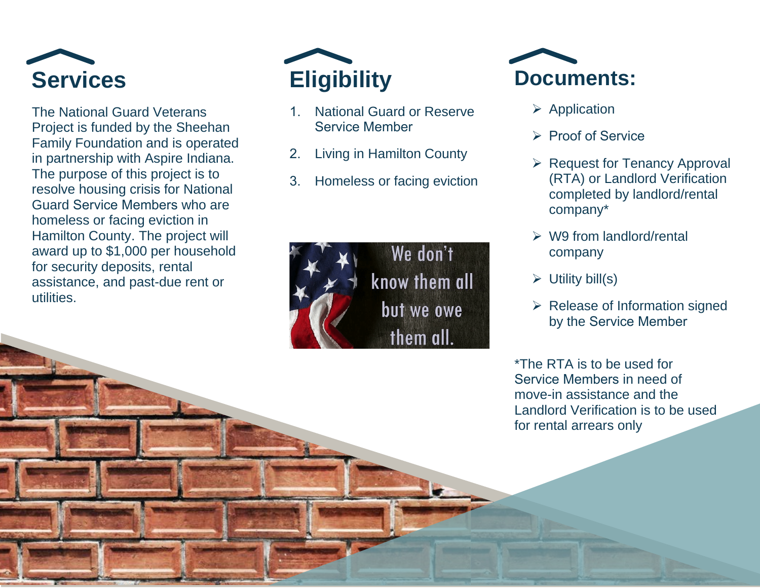## Services

The National Guard Veterans Project is funded by the Sheehan Family Foundation and is operated in partnership with Aspire Indiana. The purpose of this project is to resolve housing crisis for National Guard Service Members who are homeless or facing eviction in Hamilton County. The project will award up to $1,000 per household for security deposits, rental assistance, and past-due rent or utilities.

## Eligibility

1. National Guard or Reserve Service Member
2. Living in Hamilton County
3. Homeless or facing eviction

We don't know them all but we owe them all.

## Documents:

- Application
- Proof of Service
- Request for Tenancy Approval (RTA) or Landlord Verification completed by landlord/rental company*
- W9 from landlord/rental company
- Utility bill(s)
- Release of Information signed by the Service Member

*The RTA is to be used for Service Members in need of move-in assistance and the Landlord Verification is to be used for rental arrears only